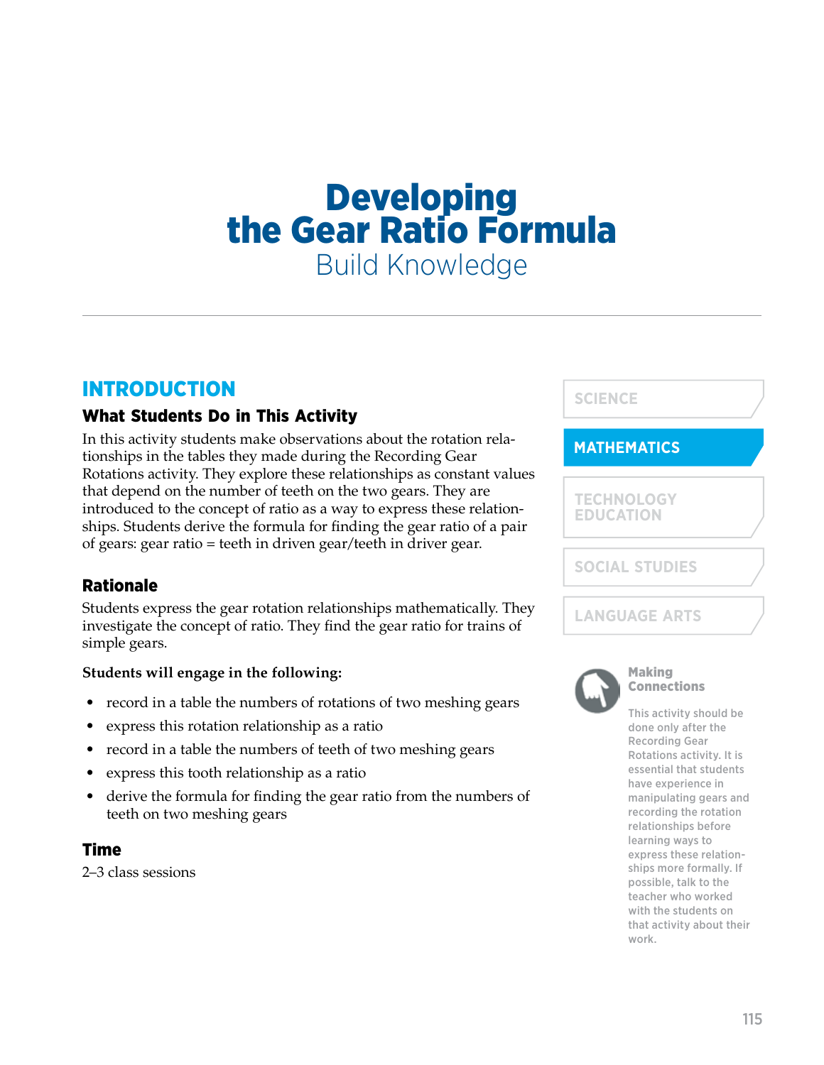# Developing the Gear Ratio Formula

Build Knowledge

## INTRODUCTION

### What Students Do in This Activity

In this activity students make observations about the rotation relationships in the tables they made during the Recording Gear Rotations activity. They explore these relationships as constant values that depend on the number of teeth on the two gears. They are introduced to the concept of ratio as a way to express these relationships. Students derive the formula for finding the gear ratio of a pair of gears: gear ratio = teeth in driven gear/teeth in driver gear.

### Rationale

Students express the gear rotation relationships mathematically. They investigate the concept of ratio. They find the gear ratio for trains of simple gears.

**Students will engage in the following:**

- record in a table the numbers of rotations of two meshing gears
- express this rotation relationship as a ratio
- record in a table the numbers of teeth of two meshing gears
- express this tooth relationship as a ratio
- derive the formula for finding the gear ratio from the numbers of teeth on two meshing gears

### Time

2–3 class sessions

SCIENCE

**MATHEMATICS**

TECHNOLOGY EDUCATION

SOCIAL STUDIES

LANGUAGE ARTS

**Making Connections**

This activity should be done only after the Recording Gear Rotations activity. It is essential that students have experience in manipulating gears and recording the rotation relationships before learning ways to express these relationships more formally. If possible, talk to the teacher who worked with the students on that activity about their work.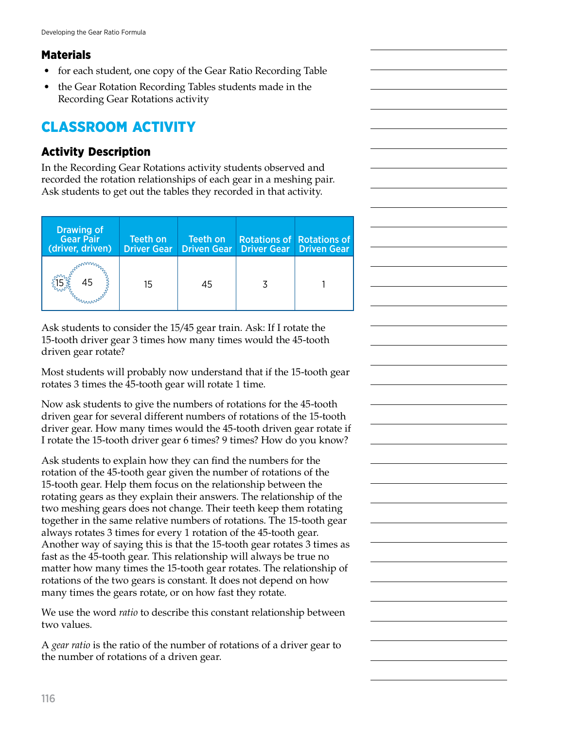## Materials

- for each student, one copy of the Gear Ratio Recording Table
- the Gear Rotation Recording Tables students made in the Recording Gear Rotations activity

# CLASSROOM ACTIVITY

## Activity Description

In the Recording Gear Rotations activity students observed and recorded the rotation relationships of each gear in a meshing pair. Ask students to get out the tables they recorded in that activity.

| Drawing of Gear Pair (driver, driven) | Teeth on Driver Gear | Teeth on Driven Gear | Rotations of Driver Gear | Rotations of Driven Gear |
|---|---|---|---|---|
| 15 45 | 15 | 45 | 3 | 1 |

Ask students to consider the 15/45 gear train. Ask: If I rotate the 15-tooth driver gear 3 times how many times would the 45-tooth driven gear rotate?

Most students will probably now understand that if the 15-tooth gear rotates 3 times the 45-tooth gear will rotate 1 time.

Now ask students to give the numbers of rotations for the 45-tooth driven gear for several different numbers of rotations of the 15-tooth driver gear. How many times would the 45-tooth driven gear rotate if I rotate the 15-tooth driver gear 6 times? 9 times? How do you know?

Ask students to explain how they can find the numbers for the rotation of the 45-tooth gear given the number of rotations of the 15-tooth gear. Help them focus on the relationship between the rotating gears as they explain their answers. The relationship of the two meshing gears does not change. Their teeth keep them rotating together in the same relative numbers of rotations. The 15-tooth gear always rotates 3 times for every 1 rotation of the 45-tooth gear. Another way of saying this is that the 15-tooth gear rotates 3 times as fast as the 45-tooth gear. This relationship will always be true no matter how many times the 15-tooth gear rotates. The relationship of rotations of the two gears is constant. It does not depend on how many times the gears rotate, or on how fast they rotate.

We use the word *ratio* to describe this constant relationship between two values.

A *gear ratio* is the ratio of the number of rotations of a driver gear to the number of rotations of a driven gear.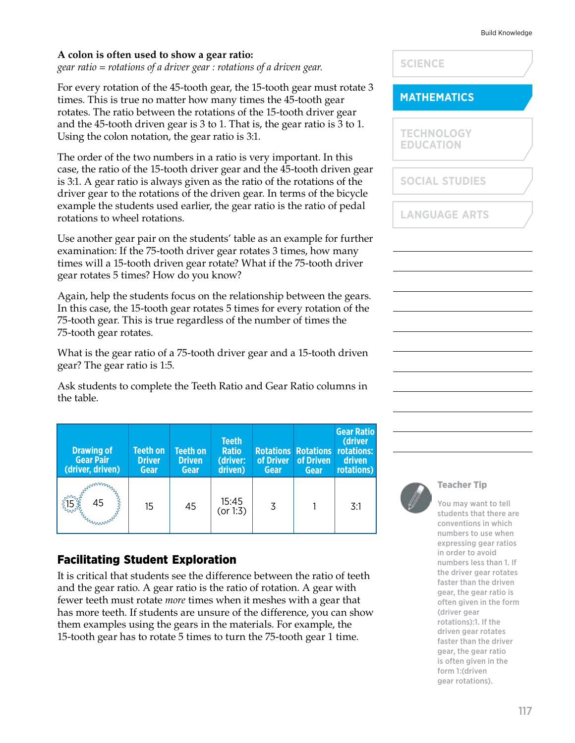**A colon is often used to show a gear ratio:**
*gear ratio = rotations of a driver gear : rotations of a driven gear.*

For every rotation of the 45-tooth gear, the 15-tooth gear must rotate 3 times. This is true no matter how many times the 45-tooth gear rotates. The ratio between the rotations of the 15-tooth driver gear and the 45-tooth driven gear is 3 to 1. That is, the gear ratio is 3 to 1. Using the colon notation, the gear ratio is 3:1.

The order of the two numbers in a ratio is very important. In this case, the ratio of the 15-tooth driver gear and the 45-tooth driven gear is 3:1. A gear ratio is always given as the ratio of the rotations of the driver gear to the rotations of the driven gear. In terms of the bicycle example the students used earlier, the gear ratio is the ratio of pedal rotations to wheel rotations.

Use another gear pair on the students' table as an example for further examination: If the 75-tooth driver gear rotates 3 times, how many times will a 15-tooth driven gear rotate? What if the 75-tooth driver gear rotates 5 times? How do you know?

Again, help the students focus on the relationship between the gears. In this case, the 15-tooth gear rotates 5 times for every rotation of the 75-tooth gear. This is true regardless of the number of times the 75-tooth gear rotates.

What is the gear ratio of a 75-tooth driver gear and a 15-tooth driven gear? The gear ratio is 1:5.

Ask students to complete the Teeth Ratio and Gear Ratio columns in the table.

| Drawing of Gear Pair (driver, driven) | Teeth on Driver Gear | Teeth on Driven Gear | Teeth Ratio (driver: driven) | Rotations of Driver Gear | Rotations of Driven Gear | Gear Ratio (driver rotations: driven rotations) |
|---|---|---|---|---|---|---|
| 15, 45 | 15 | 45 | 15:45 (or 1:3) | 3 | 1 | 3:1 |

## Facilitating Student Exploration

It is critical that students see the difference between the ratio of teeth and the gear ratio. A gear ratio is the ratio of rotation. A gear with fewer teeth must rotate *more* times when it meshes with a gear that has more teeth. If students are unsure of the difference, you can show them examples using the gears in the materials. For example, the 15-tooth gear has to rotate 5 times to turn the 75-tooth gear 1 time.

SCIENCE

**MATHEMATICS**

TECHNOLOGY EDUCATION

SOCIAL STUDIES

LANGUAGE ARTS

**Teacher Tip**

You may want to tell students that there are conventions in which numbers to use when expressing gear ratios in order to avoid numbers less than 1. If the driver gear rotates faster than the driven gear, the gear ratio is often given in the form (driver gear rotations):1. If the driven gear rotates faster than the driver gear, the gear ratio is often given in the form 1:(driven gear rotations).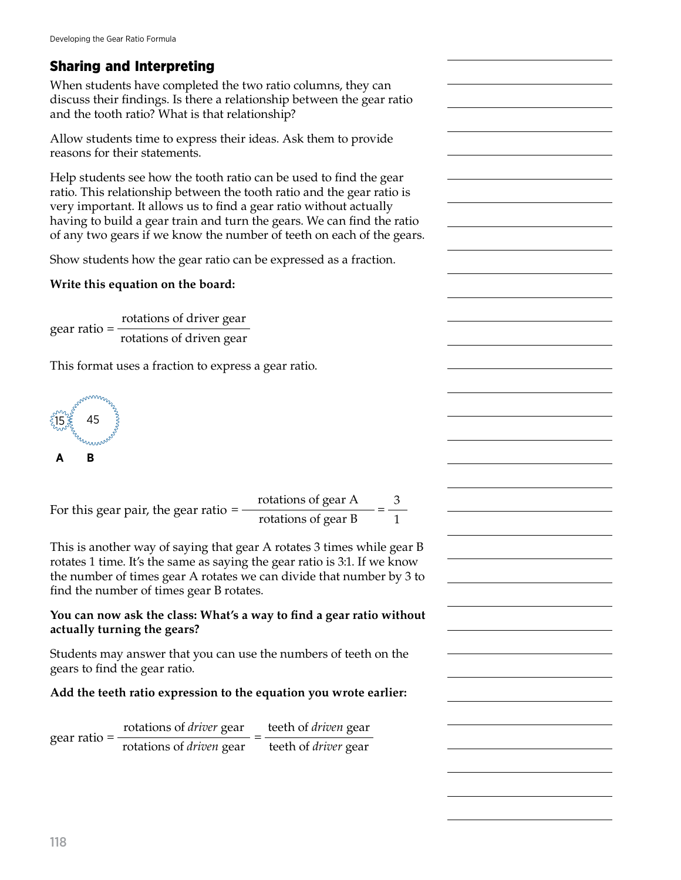## Sharing and Interpreting

When students have completed the two ratio columns, they can discuss their findings. Is there a relationship between the gear ratio and the tooth ratio? What is that relationship?

Allow students time to express their ideas. Ask them to provide reasons for their statements.

Help students see how the tooth ratio can be used to find the gear ratio. This relationship between the tooth ratio and the gear ratio is very important. It allows us to find a gear ratio without actually having to build a gear train and turn the gears. We can find the ratio of any two gears if we know the number of teeth on each of the gears.

Show students how the gear ratio can be expressed as a fraction.

**Write this equation on the board:**

$$\text{gear ratio} = \frac{\text{rotations of driver gear}}{\text{rotations of driven gear}}$$

This format uses a fraction to express a gear ratio.

15 45

**A** **B**

$$\text{For this gear pair, the gear ratio} = \frac{\text{rotations of gear A}}{\text{rotations of gear B}} = \frac{3}{1}$$

This is another way of saying that gear A rotates 3 times while gear B rotates 1 time. It's the same as saying the gear ratio is 3:1. If we know the number of times gear A rotates we can divide that number by 3 to find the number of times gear B rotates.

**You can now ask the class: What's a way to find a gear ratio without actually turning the gears?**

Students may answer that you can use the numbers of teeth on the gears to find the gear ratio.

**Add the teeth ratio expression to the equation you wrote earlier:**

$$\text{gear ratio} = \frac{\text{rotations of } \textit{driver} \text{ gear}}{\text{rotations of } \textit{driven} \text{ gear}} = \frac{\text{teeth of } \textit{driven} \text{ gear}}{\text{teeth of } \textit{driver} \text{ gear}}$$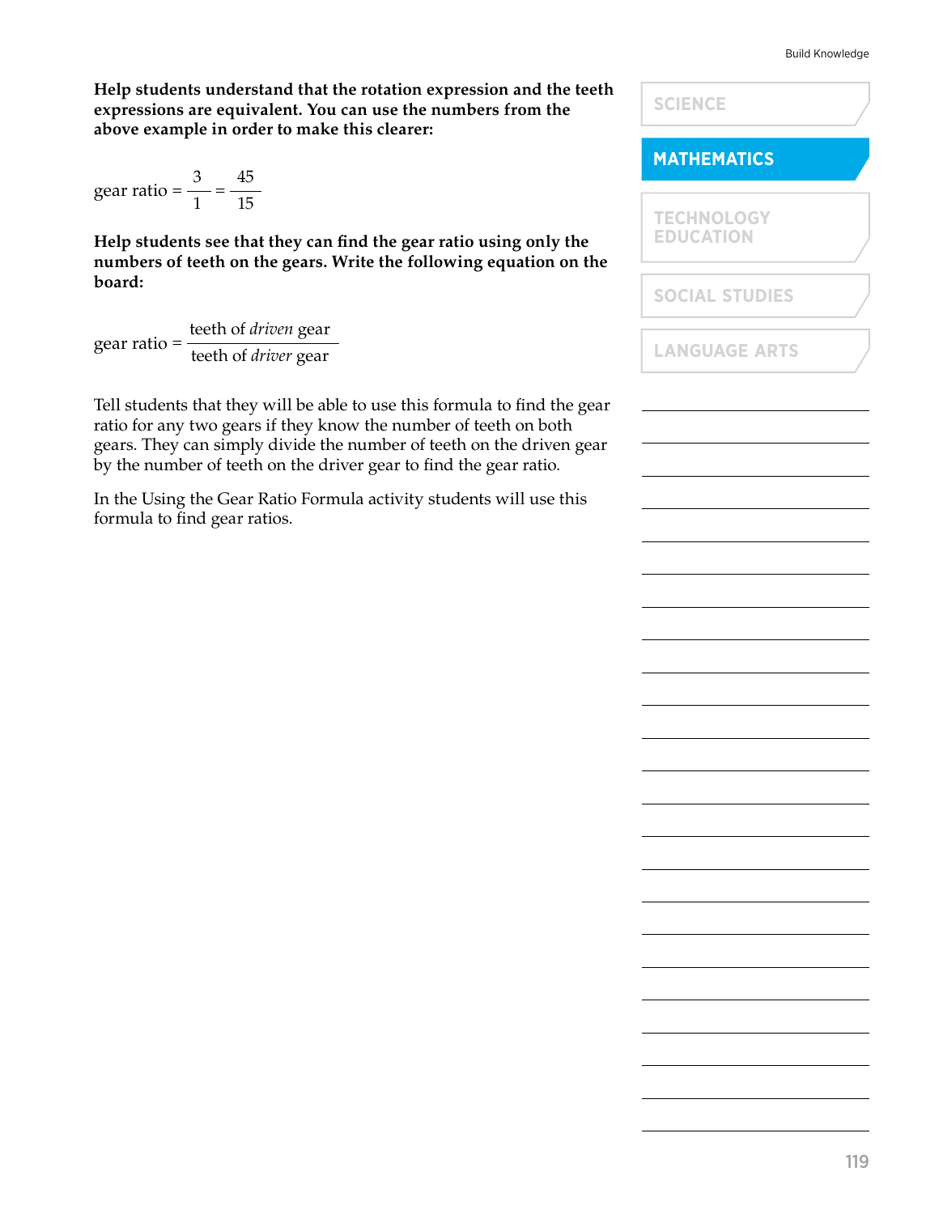**Help students understand that the rotation expression and the teeth expressions are equivalent. You can use the numbers from the above example in order to make this clearer:**

$$\text{gear ratio} = \frac{3}{1} = \frac{45}{15}$$

**Help students see that they can find the gear ratio using only the numbers of teeth on the gears. Write the following equation on the board:**

$$\text{gear ratio} = \frac{\text{teeth of } \textit{driven} \text{ gear}}{\text{teeth of } \textit{driver} \text{ gear}}$$

Tell students that they will be able to use this formula to find the gear ratio for any two gears if they know the number of teeth on both gears. They can simply divide the number of teeth on the driven gear by the number of teeth on the driver gear to find the gear ratio.

In the Using the Gear Ratio Formula activity students will use this formula to find gear ratios.

SCIENCE

**MATHEMATICS**

TECHNOLOGY EDUCATION

SOCIAL STUDIES

LANGUAGE ARTS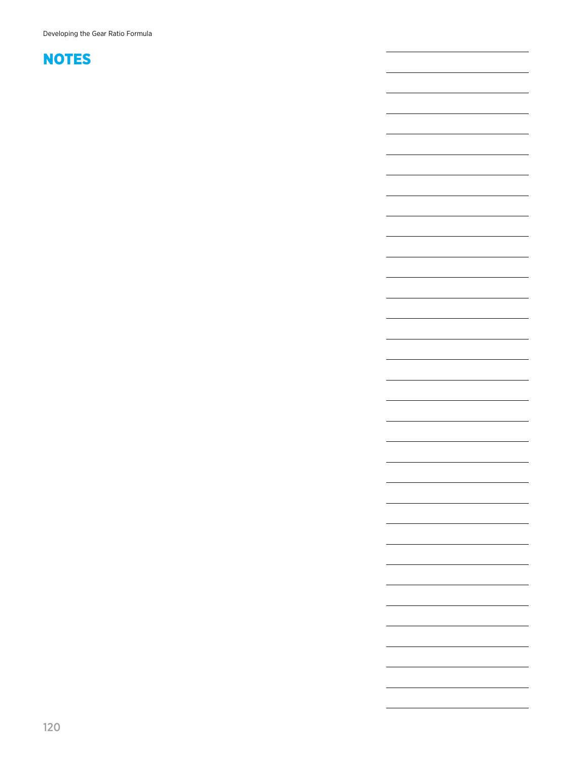## NOTES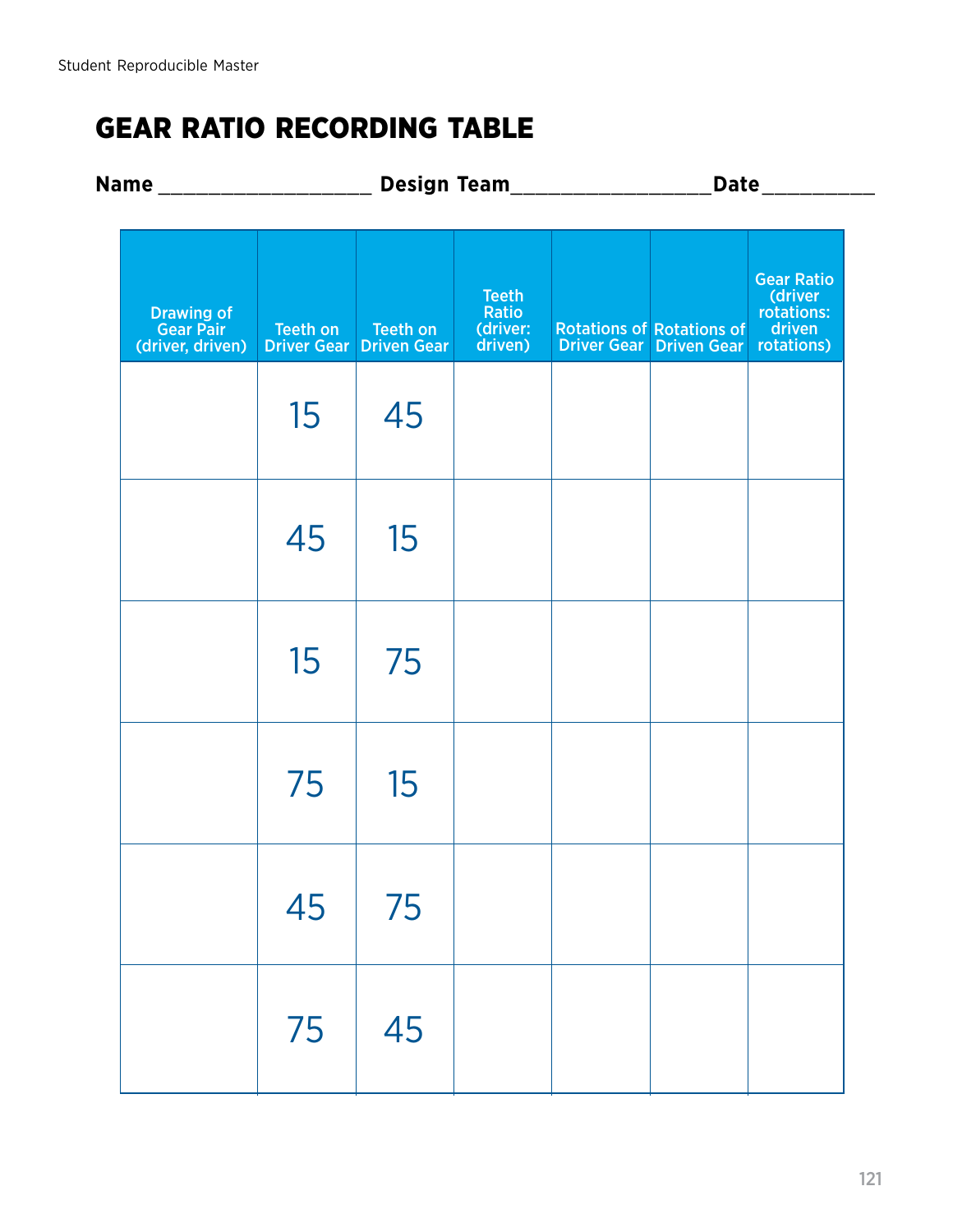# GEAR RATIO RECORDING TABLE

**Name** ___________________ **Design Team**_________________ **Date**__________

| Drawing of Gear Pair (driver, driven) | Teeth on Driver Gear | Teeth on Driven Gear | Teeth Ratio (driver: driven) | Rotations of Driver Gear | Rotations of Driven Gear | Gear Ratio (driver rotations: driven rotations) |
|---|---|---|---|---|---|---|
| | 15 | 45 | | | | |
| | 45 | 15 | | | | |
| | 15 | 75 | | | | |
| | 75 | 15 | | | | |
| | 45 | 75 | | | | |
| | 75 | 45 | | | | |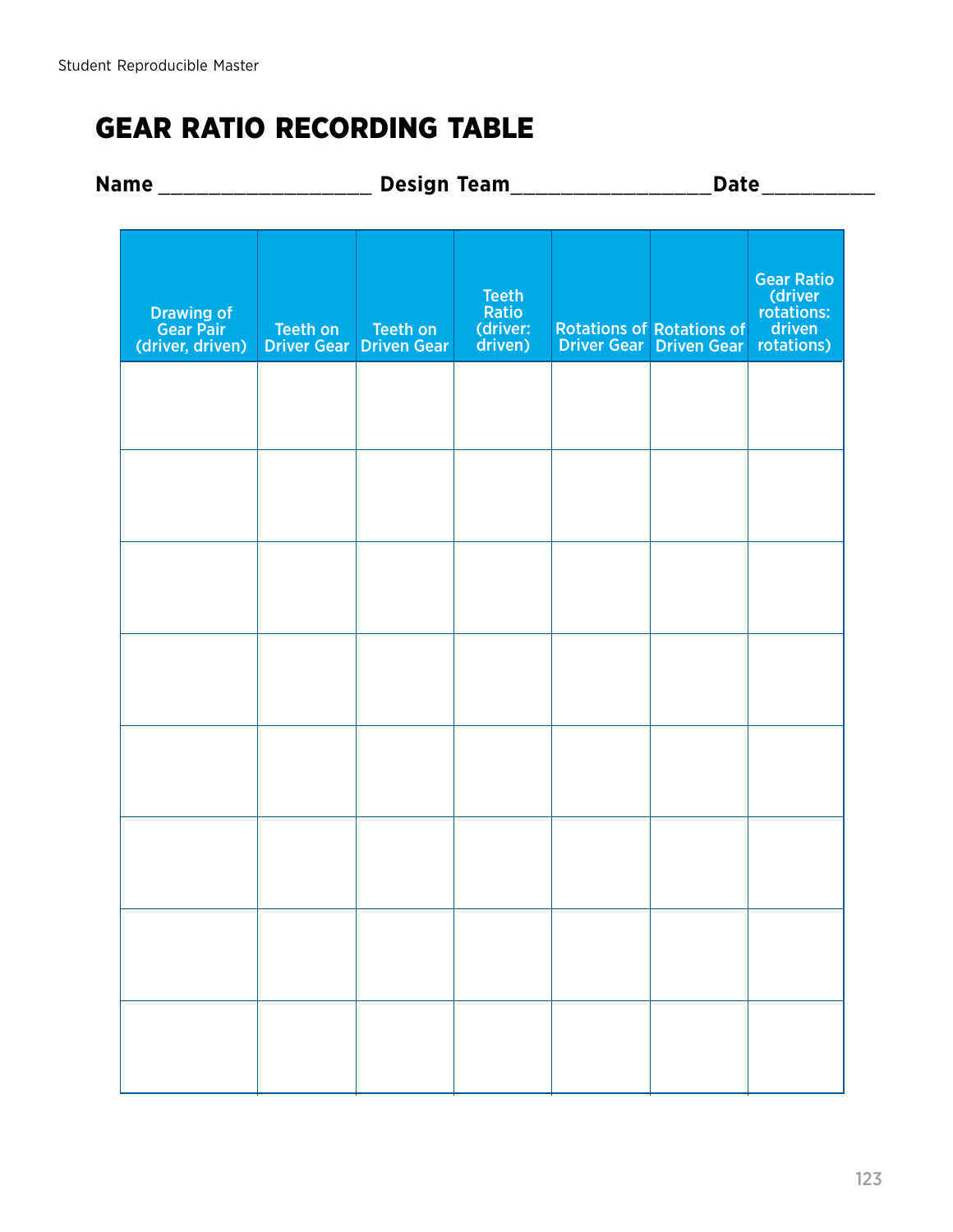Student Reproducible Master

# GEAR RATIO RECORDING TABLE

**Name** ___________________ **Design Team**_________________**Date**__________

| Drawing of Gear Pair (driver, driven) | Teeth on Driver Gear | Teeth on Driven Gear | Teeth Ratio (driver: driven) | Rotations of Driver Gear | Rotations of Driven Gear | Gear Ratio (driver rotations: driven rotations) |
|---|---|---|---|---|---|---|
| | | | | | | |
| | | | | | | |
| | | | | | | |
| | | | | | | |
| | | | | | | |
| | | | | | | |
| | | | | | | |
| | | | | | | |